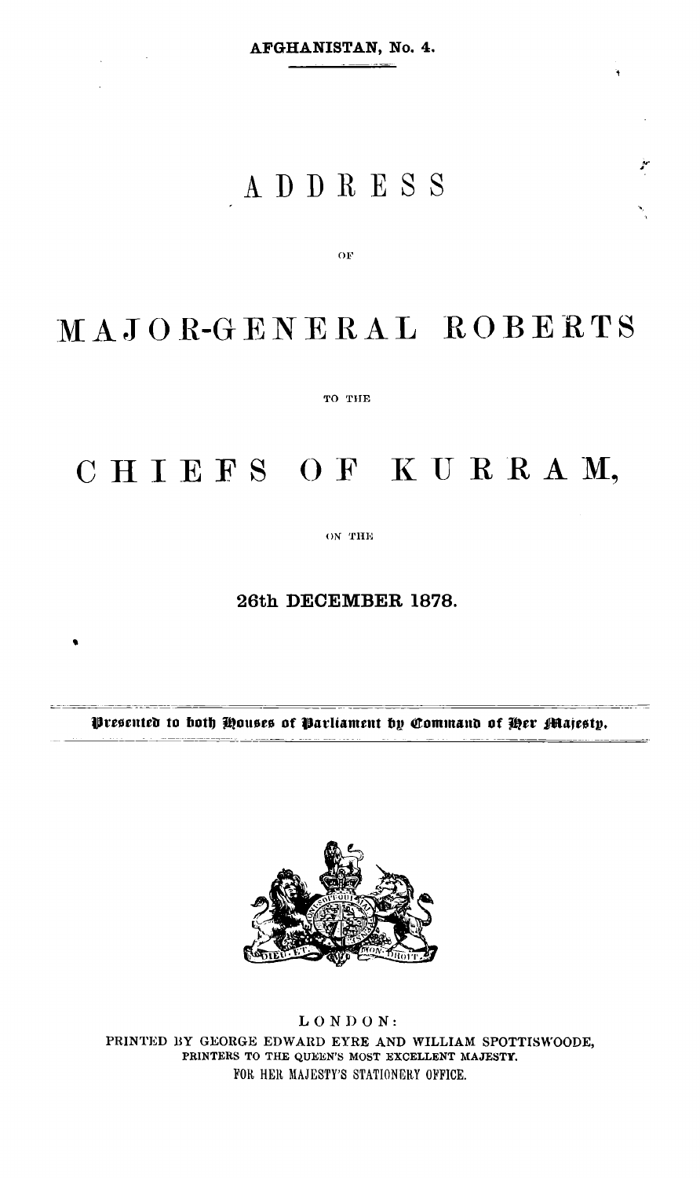AFGHANISTAN, No. 4.

# ADDRESS

OF

# MAJOR-GENERAL ROBERTS

TO THE

# CHIEFS OF KURRAM,

ON THE

26th DECEMBER 1878.

*Presented to both Houses of Parliament by Command of Her Majesty.*

LONDON:
PRINTED BY GEORGE EDWARD EYRE AND WILLIAM SPOTTISWOODE,
PRINTERS TO THE QUEEN'S MOST EXCELLENT MAJESTY.
FOR HER MAJESTY'S STATIONERY OFFICE.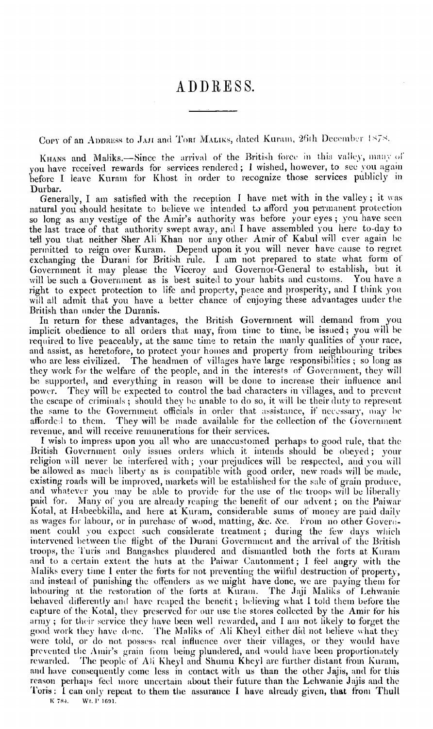# ADDRESS.

COPY of an ADDRESS to JAJI and TORI MALIKS, dated Kuram, 26th December 1878.

KHANS and Maliks.—Since the arrival of the British force in this valley, many of you have received rewards for services rendered; I wished, however, to see you again before I leave Kuram for Khost in order to recognize those services publicly in Durbar.

Generally, I am satisfied with the reception I have met with in the valley; it was natural you should hesitate to believe we intended to afford you permanent protection so long as any vestige of the Amir's authority was before your eyes; you have seen the last trace of that authority swept away, and I have assembled you here to-day to tell you that neither Sher Ali Khan nor any other Amir of Kabul will ever again be permitted to reign over Kuram. Depend upon it you will never have cause to regret exchanging the Durani for British rule. I am not prepared to state what form of Government it may please the Viceroy and Governor-General to establish, but it will be such a Government as is best suited to your habits and customs. You have a right to expect protection to life and property, peace and prosperity, and I think you will all admit that you have a better chance of enjoying these advantages under the British than under the Duranis.

In return for these advantages, the British Government will demand from you implicit obedience to all orders that may, from time to time, be issued; you will be required to live peaceably, at the same time to retain the manly qualities of your race, and assist, as heretofore, to protect your homes and property from neighbouring tribes who are less civilized. The headmen of villages have large responsibilities; so long as they work for the welfare of the people, and in the interests of Government, they will be supported, and everything in reason will be done to increase their influence and power. They will be expected to control the bad characters in villages, and to prevent the escape of criminals; should they be unable to do so, it will be their duty to represent the same to the Government officials in order that assistance, if necessary, may be afforded to them. They will be made available for the collection of the Government revenue, and will receive remunerations for their services.

I wish to impress upon you all who are unaccustomed perhaps to good rule, that the British Government only issues orders which it intends should be obeyed; your religion will never be interfered with; your prejudices will be respected, and you will be allowed as much liberty as is compatible with good order, new roads will be made, existing roads will be improved, markets will be established for the sale of grain produce, and whatever you may be able to provide for the use of the troops will be liberally paid for. Many of you are already reaping the benefit of our advent; on the Paiwar Kotal, at Habeebkilla, and here at Kuram, considerable sums of money are paid daily as wages for labour, or in purchase of wood, matting, &c. &c. From no other Government could you expect such considerate treatment; during the few days which intervened between the flight of the Durani Government and the arrival of the British troops, the Turis and Bangashes plundered and dismantled both the forts at Kuram and to a certain extent the huts at the Paiwar Cantonment; I feel angry with the Maliks every time I enter the forts for not preventing the wilful destruction of property, and instead of punishing the offenders as we might have done, we are paying them for labouring at the restoration of the forts at Kuram. The Jaji Maliks of Lehwanie behaved differently and have reaped the benefit; believing what I told them before the capture of the Kotal, they preserved for our use the stores collected by the Amir for his army; for their service they have been well rewarded, and I am not likely to forget the good work they have done. The Maliks of Ali Kheyl either did not believe what they were told, or do not possess real influence over their villages, or they would have prevented the Amir's grain from being plundered, and would have been proportionately rewarded. The people of Ali Kheyl and Shumu Kheyl are further distant from Kuram, and have consequently come less in contact with us than the other Jajis, and for this reason perhaps feel more uncertain about their future than the Lehwanie Jajis and the Toris: I can only repeat to them the assurance I have already given, that from Thull

K 784. Wt. P 1691.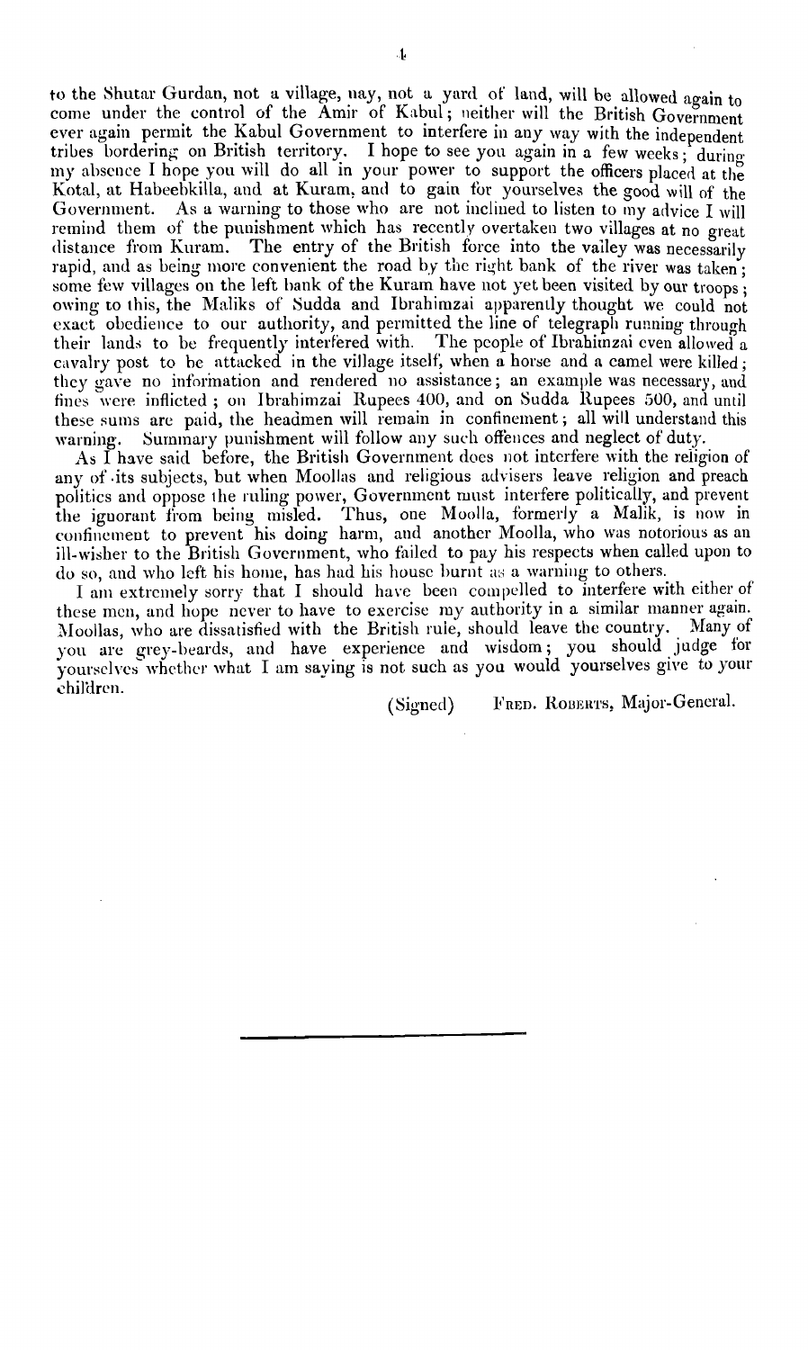to the Shutar Gurdan, not a village, nay, not a yard of land, will be allowed again to come under the control of the Amir of Kabul; neither will the British Government ever again permit the Kabul Government to interfere in any way with the independent tribes bordering on British territory. I hope to see you again in a few weeks; during my absence I hope you will do all in your power to support the officers placed at the Kotal, at Habeebkilla, and at Kuram, and to gain for yourselves the good will of the Government. As a warning to those who are not inclined to listen to my advice I will remind them of the punishment which has recently overtaken two villages at no great distance from Kuram. The entry of the British force into the valley was necessarily rapid, and as being more convenient the road by the right bank of the river was taken; some few villages on the left bank of the Kuram have not yet been visited by our troops; owing to this, the Maliks of Sudda and Ibrahimzai apparently thought we could not exact obedience to our authority, and permitted the line of telegraph running through their lands to be frequently interfered with. The people of Ibrahimzai even allowed a cavalry post to be attacked in the village itself, when a horse and a camel were killed; they gave no information and rendered no assistance; an example was necessary, and fines were inflicted; on Ibrahimzai Rupees 400, and on Sudda Rupees 500, and until these sums are paid, the headmen will remain in confinement; all will understand this warning. Summary punishment will follow any such offences and neglect of duty.

As I have said before, the British Government does not interfere with the religion of any of its subjects, but when Moollas and religious advisers leave religion and preach politics and oppose the ruling power, Government must interfere politically, and prevent the ignorant from being misled. Thus, one Moolla, formerly a Malik, is now in confinement to prevent his doing harm, and another Moolla, who was notorious as an ill-wisher to the British Government, who failed to pay his respects when called upon to do so, and who left his home, has had his house burnt as a warning to others.

I am extremely sorry that I should have been compelled to interfere with either of these men, and hope never to have to exercise my authority in a similar manner again. Moollas, who are dissatisfied with the British rule, should leave the country. Many of you are grey-beards, and have experience and wisdom; you should judge for yourselves whether what I am saying is not such as you would yourselves give to your children.

(Signed) FRED. ROBERTS, Major-General.